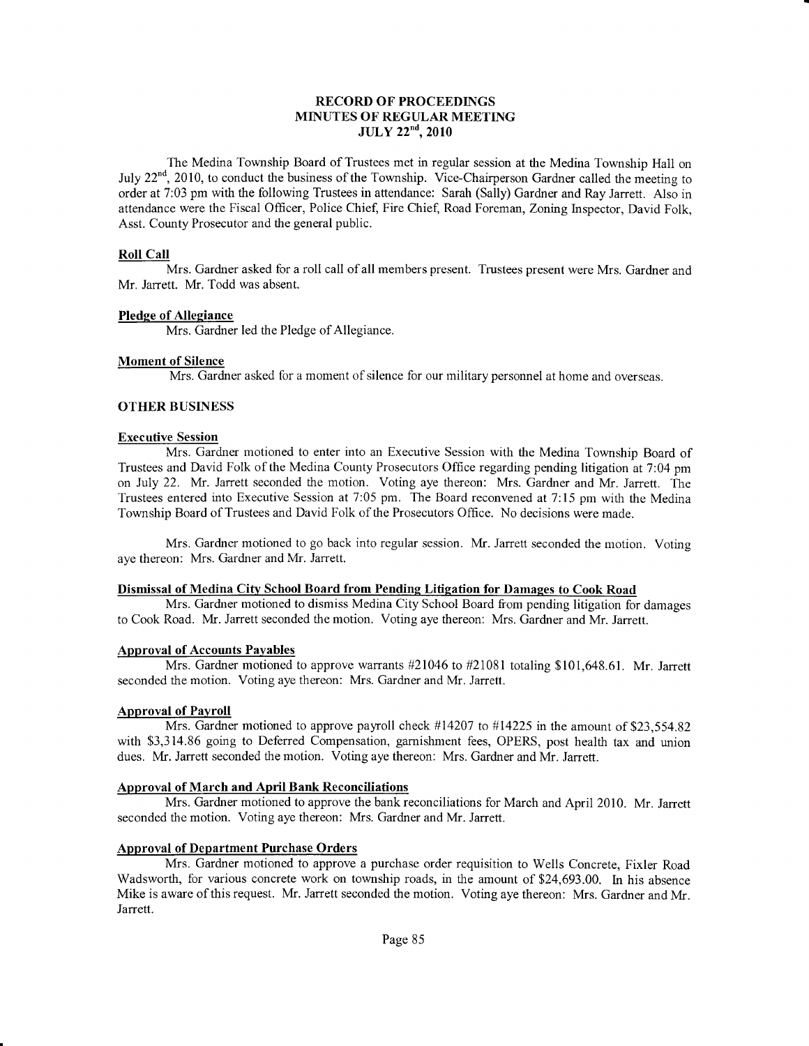# RECORD OF PROCEEDINGS
## MINUTES OF REGULAR MEETING
## JULY 22nd, 2010

The Medina Township Board of Trustees met in regular session at the Medina Township Hall on July 22nd, 2010, to conduct the business of the Township. Vice-Chairperson Gardner called the meeting to order at 7:03 pm with the following Trustees in attendance: Sarah (Sally) Gardner and Ray Jarrett. Also in attendance were the Fiscal Officer, Police Chief, Fire Chief, Road Foreman, Zoning Inspector, David Folk, Asst. County Prosecutor and the general public.

### Roll Call

Mrs. Gardner asked for a roll call of all members present. Trustees present were Mrs. Gardner and Mr. Jarrett. Mr. Todd was absent.

### Pledge of Allegiance

Mrs. Gardner led the Pledge of Allegiance.

### Moment of Silence

Mrs. Gardner asked for a moment of silence for our military personnel at home and overseas.

## OTHER BUSINESS

### Executive Session

Mrs. Gardner motioned to enter into an Executive Session with the Medina Township Board of Trustees and David Folk of the Medina County Prosecutors Office regarding pending litigation at 7:04 pm on July 22. Mr. Jarrett seconded the motion. Voting aye thereon: Mrs. Gardner and Mr. Jarrett. The Trustees entered into Executive Session at 7:05 pm. The Board reconvened at 7:15 pm with the Medina Township Board of Trustees and David Folk of the Prosecutors Office. No decisions were made.

Mrs. Gardner motioned to go back into regular session. Mr. Jarrett seconded the motion. Voting aye thereon: Mrs. Gardner and Mr. Jarrett.

### Dismissal of Medina City School Board from Pending Litigation for Damages to Cook Road

Mrs. Gardner motioned to dismiss Medina City School Board from pending litigation for damages to Cook Road. Mr. Jarrett seconded the motion. Voting aye thereon: Mrs. Gardner and Mr. Jarrett.

### Approval of Accounts Payables

Mrs. Gardner motioned to approve warrants #21046 to #21081 totaling $101,648.61. Mr. Jarrett seconded the motion. Voting aye thereon: Mrs. Gardner and Mr. Jarrett.

### Approval of Payroll

Mrs. Gardner motioned to approve payroll check #14207 to #14225 in the amount of $23,554.82 with $3,314.86 going to Deferred Compensation, garnishment fees, OPERS, post health tax and union dues. Mr. Jarrett seconded the motion. Voting aye thereon: Mrs. Gardner and Mr. Jarrett.

### Approval of March and April Bank Reconciliations

Mrs. Gardner motioned to approve the bank reconciliations for March and April 2010. Mr. Jarrett seconded the motion. Voting aye thereon: Mrs. Gardner and Mr. Jarrett.

### Approval of Department Purchase Orders

Mrs. Gardner motioned to approve a purchase order requisition to Wells Concrete, Fixler Road Wadsworth, for various concrete work on township roads, in the amount of $24,693.00. In his absence Mike is aware of this request. Mr. Jarrett seconded the motion. Voting aye thereon: Mrs. Gardner and Mr. Jarrett.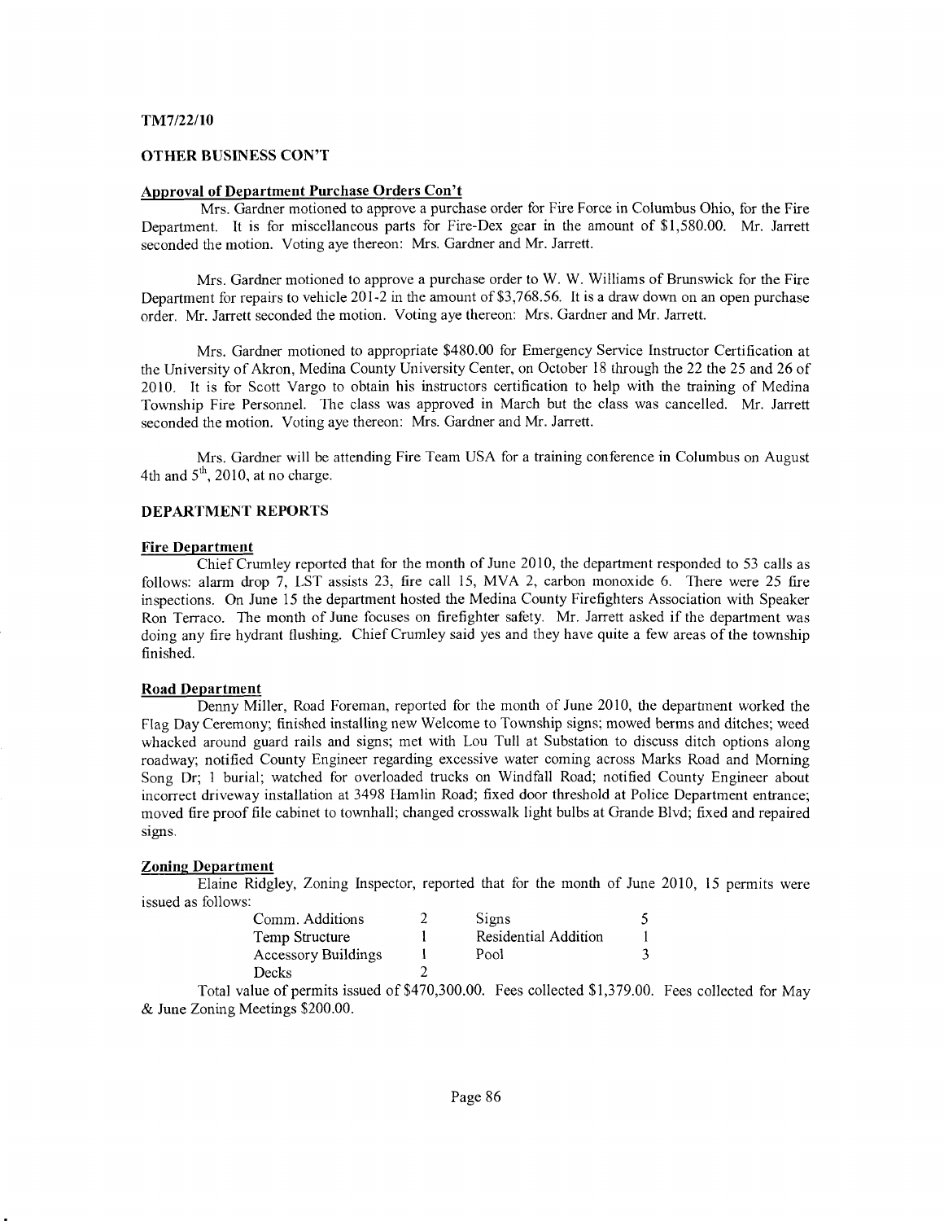TM7/22/10

## OTHER BUSINESS CON'T

### Approval of Department Purchase Orders Con't

Mrs. Gardner motioned to approve a purchase order for Fire Force in Columbus Ohio, for the Fire Department. It is for miscellaneous parts for Fire-Dex gear in the amount of $1,580.00. Mr. Jarrett seconded the motion. Voting aye thereon: Mrs. Gardner and Mr. Jarrett.

Mrs. Gardner motioned to approve a purchase order to W. W. Williams of Brunswick for the Fire Department for repairs to vehicle 201-2 in the amount of $3,768.56. It is a draw down on an open purchase order. Mr. Jarrett seconded the motion. Voting aye thereon: Mrs. Gardner and Mr. Jarrett.

Mrs. Gardner motioned to appropriate $480.00 for Emergency Service Instructor Certification at the University of Akron, Medina County University Center, on October 18 through the 22 the 25 and 26 of 2010. It is for Scott Vargo to obtain his instructors certification to help with the training of Medina Township Fire Personnel. The class was approved in March but the class was cancelled. Mr. Jarrett seconded the motion. Voting aye thereon: Mrs. Gardner and Mr. Jarrett.

Mrs. Gardner will be attending Fire Team USA for a training conference in Columbus on August 4th and 5th, 2010, at no charge.

## DEPARTMENT REPORTS

### Fire Department

Chief Crumley reported that for the month of June 2010, the department responded to 53 calls as follows: alarm drop 7, LST assists 23, fire call 15, MVA 2, carbon monoxide 6. There were 25 fire inspections. On June 15 the department hosted the Medina County Firefighters Association with Speaker Ron Terraco. The month of June focuses on firefighter safety. Mr. Jarrett asked if the department was doing any fire hydrant flushing. Chief Crumley said yes and they have quite a few areas of the township finished.

### Road Department

Denny Miller, Road Foreman, reported for the month of June 2010, the department worked the Flag Day Ceremony; finished installing new Welcome to Township signs; mowed berms and ditches; weed whacked around guard rails and signs; met with Lou Tull at Substation to discuss ditch options along roadway; notified County Engineer regarding excessive water coming across Marks Road and Morning Song Dr; 1 burial; watched for overloaded trucks on Windfall Road; notified County Engineer about incorrect driveway installation at 3498 Hamlin Road; fixed door threshold at Police Department entrance; moved fire proof file cabinet to townhall; changed crosswalk light bulbs at Grande Blvd; fixed and repaired signs.

### Zoning Department

Elaine Ridgley, Zoning Inspector, reported that for the month of June 2010, 15 permits were issued as follows:

| Type | Count | Type | Count |
|---|---|---|---|
| Comm. Additions | 2 | Signs | 5 |
| Temp Structure | 1 | Residential Addition | 1 |
| Accessory Buildings | 1 | Pool | 3 |
| Decks | 2 | | |

Total value of permits issued of $470,300.00. Fees collected $1,379.00. Fees collected for May & June Zoning Meetings $200.00.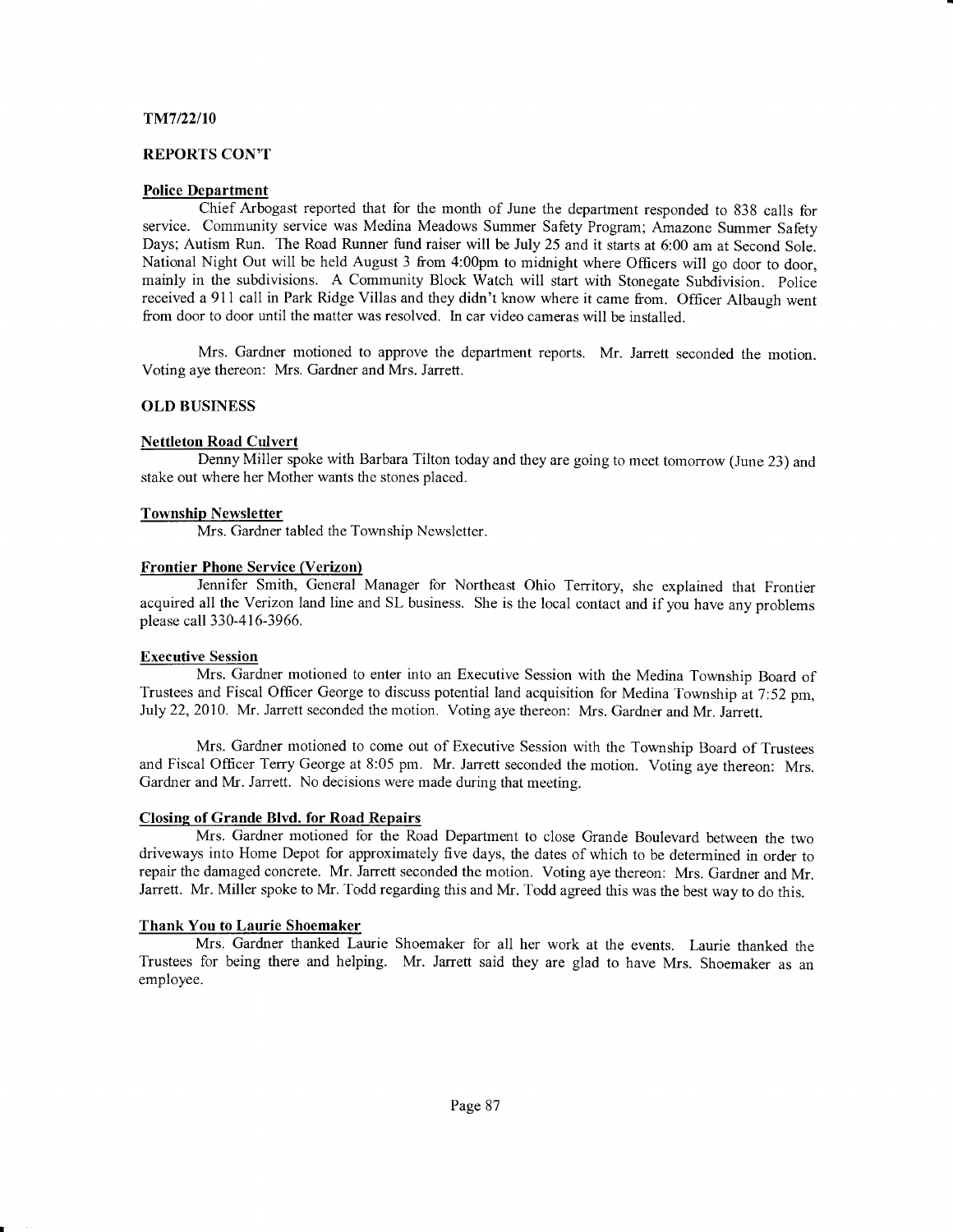**TM7/22/10**

**REPORTS CON'T**

**Police Department**

Chief Arbogast reported that for the month of June the department responded to 838 calls for service. Community service was Medina Meadows Summer Safety Program; Amazone Summer Safety Days; Autism Run. The Road Runner fund raiser will be July 25 and it starts at 6:00 am at Second Sole. National Night Out will be held August 3 from 4:00pm to midnight where Officers will go door to door, mainly in the subdivisions. A Community Block Watch will start with Stonegate Subdivision. Police received a 911 call in Park Ridge Villas and they didn't know where it came from. Officer Albaugh went from door to door until the matter was resolved. In car video cameras will be installed.

Mrs. Gardner motioned to approve the department reports. Mr. Jarrett seconded the motion. Voting aye thereon: Mrs. Gardner and Mrs. Jarrett.

**OLD BUSINESS**

**Nettleton Road Culvert**

Denny Miller spoke with Barbara Tilton today and they are going to meet tomorrow (June 23) and stake out where her Mother wants the stones placed.

**Township Newsletter**

Mrs. Gardner tabled the Township Newsletter.

**Frontier Phone Service (Verizon)**

Jennifer Smith, General Manager for Northeast Ohio Territory, she explained that Frontier acquired all the Verizon land line and SL business. She is the local contact and if you have any problems please call 330-416-3966.

**Executive Session**

Mrs. Gardner motioned to enter into an Executive Session with the Medina Township Board of Trustees and Fiscal Officer George to discuss potential land acquisition for Medina Township at 7:52 pm, July 22, 2010. Mr. Jarrett seconded the motion. Voting aye thereon: Mrs. Gardner and Mr. Jarrett.

Mrs. Gardner motioned to come out of Executive Session with the Township Board of Trustees and Fiscal Officer Terry George at 8:05 pm. Mr. Jarrett seconded the motion. Voting aye thereon: Mrs. Gardner and Mr. Jarrett. No decisions were made during that meeting.

**Closing of Grande Blvd. for Road Repairs**

Mrs. Gardner motioned for the Road Department to close Grande Boulevard between the two driveways into Home Depot for approximately five days, the dates of which to be determined in order to repair the damaged concrete. Mr. Jarrett seconded the motion. Voting aye thereon: Mrs. Gardner and Mr. Jarrett. Mr. Miller spoke to Mr. Todd regarding this and Mr. Todd agreed this was the best way to do this.

**Thank You to Laurie Shoemaker**

Mrs. Gardner thanked Laurie Shoemaker for all her work at the events. Laurie thanked the Trustees for being there and helping. Mr. Jarrett said they are glad to have Mrs. Shoemaker as an employee.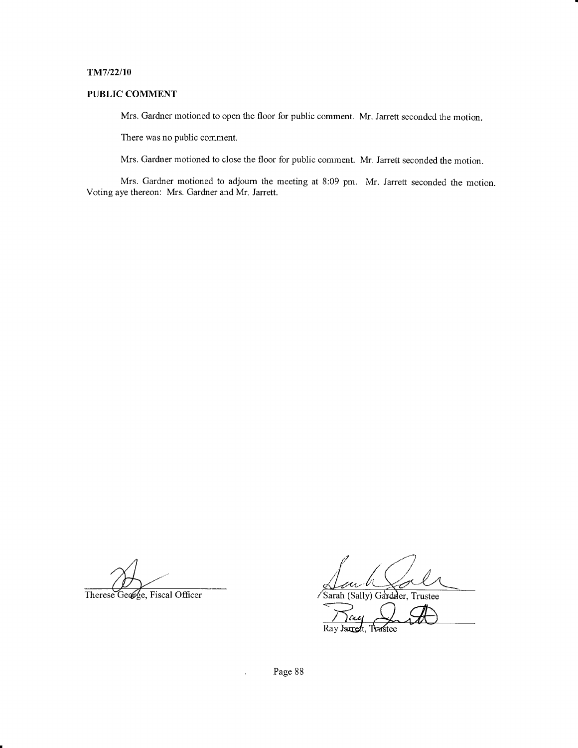TM7/22/10

**PUBLIC COMMENT**

Mrs. Gardner motioned to open the floor for public comment. Mr. Jarrett seconded the motion.

There was no public comment.

Mrs. Gardner motioned to close the floor for public comment. Mr. Jarrett seconded the motion.

Mrs. Gardner motioned to adjourn the meeting at 8:09 pm. Mr. Jarrett seconded the motion. Voting aye thereon: Mrs. Gardner and Mr. Jarrett.

Therese George, Fiscal Officer

Sarah (Sally) Gardner, Trustee

Ray Jarrett, Trustee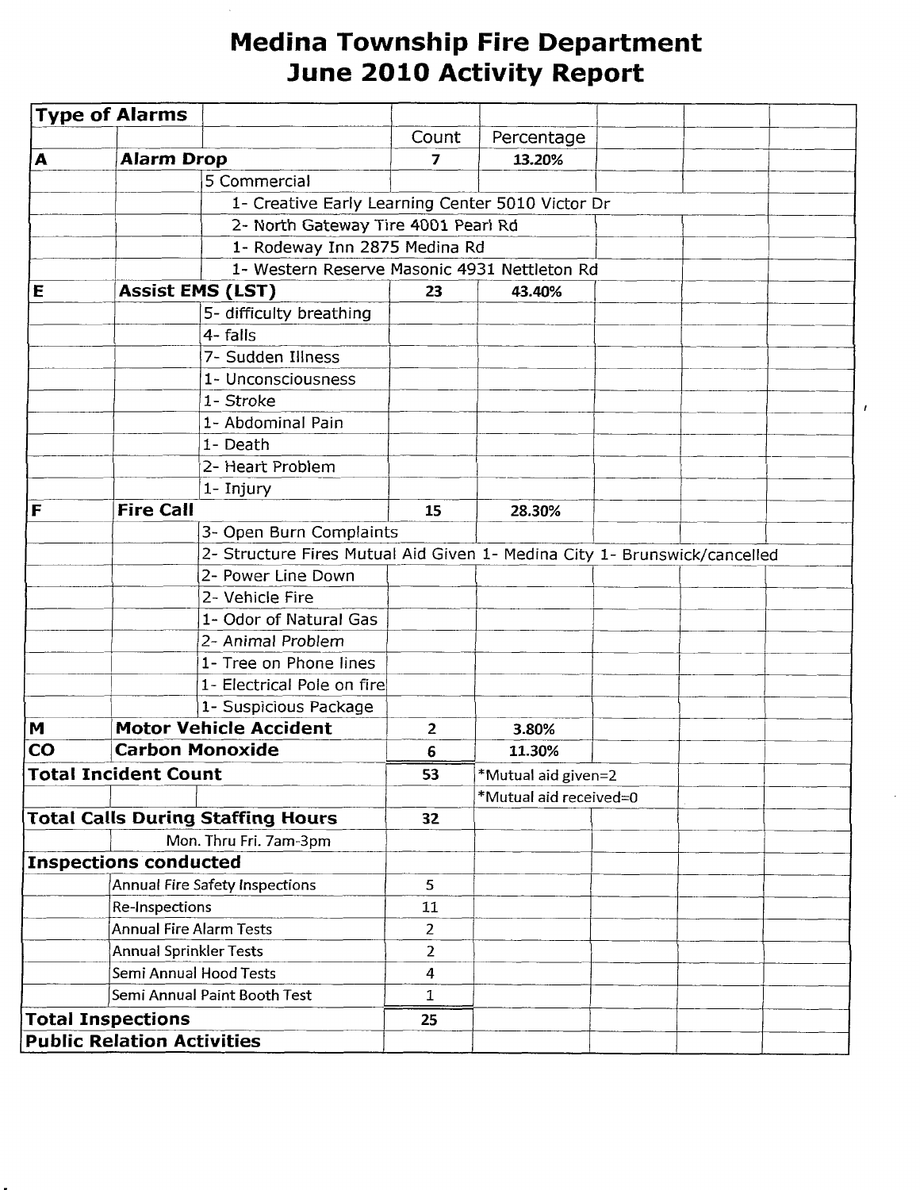# Medina Township Fire Department
# June 2010 Activity Report

| Type of Alarms | | | | | | | |
|---|---|---|---|---|---|---|---|
| | | | Count | Percentage | | | |
| **A** | **Alarm Drop** | | **7** | **13.20%** | | | |
| | | 5 Commercial | | | | | |
| | | 1- Creative Early Learning Center 5010 Victor Dr | | | | | |
| | | 2- North Gateway Tire 4001 Pearl Rd | | | | | |
| | | 1- Rodeway Inn 2875 Medina Rd | | | | | |
| | | 1- Western Reserve Masonic 4931 Nettleton Rd | | | | | |
| **E** | **Assist EMS (LST)** | | **23** | **43.40%** | | | |
| | | 5- difficulty breathing | | | | | |
| | | 4- falls | | | | | |
| | | 7- Sudden Illness | | | | | |
| | | 1- Unconsciousness | | | | | |
| | | 1- Stroke | | | | | |
| | | 1- Abdominal Pain | | | | | |
| | | 1- Death | | | | | |
| | | 2- Heart Problem | | | | | |
| | | 1- Injury | | | | | |
| **F** | **Fire Call** | | **15** | **28.30%** | | | |
| | | 3- Open Burn Complaints | | | | | |
| | | 2- Structure Fires Mutual Aid Given 1- Medina City 1- Brunswick/cancelled | | | | | |
| | | 2- Power Line Down | | | | | |
| | | 2- Vehicle Fire | | | | | |
| | | 1- Odor of Natural Gas | | | | | |
| | | 2- Animal Problem | | | | | |
| | | 1- Tree on Phone lines | | | | | |
| | | 1- Electrical Pole on fire | | | | | |
| | | 1- Suspicious Package | | | | | |
| **M** | **Motor Vehicle Accident** | | **2** | **3.80%** | | | |
| **CO** | **Carbon Monoxide** | | **6** | **11.30%** | | | |
| **Total Incident Count** | | | **53** | *Mutual aid given=2 | | | |
| | | | | *Mutual aid received=0 | | | |
| **Total Calls During Staffing Hours** | | | **32** | | | | |
| | Mon. Thru Fri. 7am-3pm | | | | | | |
| **Inspections conducted** | | | | | | | |
| | Annual Fire Safety Inspections | | 5 | | | | |
| | Re-Inspections | | 11 | | | | |
| | Annual Fire Alarm Tests | | 2 | | | | |
| | Annual Sprinkler Tests | | 2 | | | | |
| | Semi Annual Hood Tests | | 4 | | | | |
| | Semi Annual Paint Booth Test | | 1 | | | | |
| **Total Inspections** | | | **25** | | | | |
| **Public Relation Activities** | | | | | | | |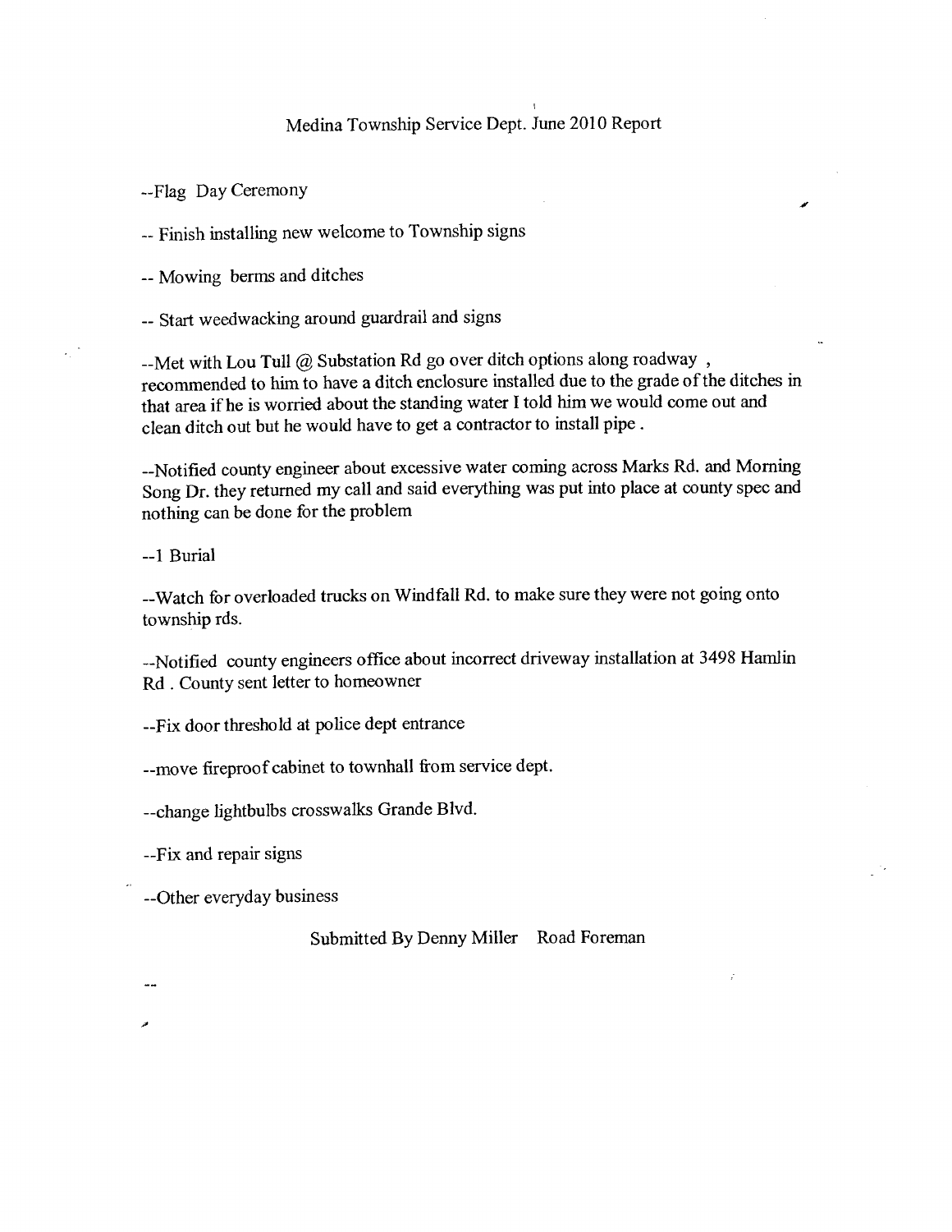# Medina Township Service Dept. June 2010 Report

--Flag Day Ceremony

-- Finish installing new welcome to Township signs

-- Mowing berms and ditches

-- Start weedwacking around guardrail and signs

--Met with Lou Tull @ Substation Rd go over ditch options along roadway , recommended to him to have a ditch enclosure installed due to the grade of the ditches in that area if he is worried about the standing water I told him we would come out and clean ditch out but he would have to get a contractor to install pipe .

--Notified county engineer about excessive water coming across Marks Rd. and Morning Song Dr. they returned my call and said everything was put into place at county spec and nothing can be done for the problem

--1 Burial

--Watch for overloaded trucks on Windfall Rd. to make sure they were not going onto township rds.

--Notified county engineers office about incorrect driveway installation at 3498 Hamlin Rd . County sent letter to homeowner

--Fix door threshold at police dept entrance

--move fireproof cabinet to townhall from service dept.

--change lightbulbs crosswalks Grande Blvd.

--Fix and repair signs

--Other everyday business

Submitted By Denny Miller Road Foreman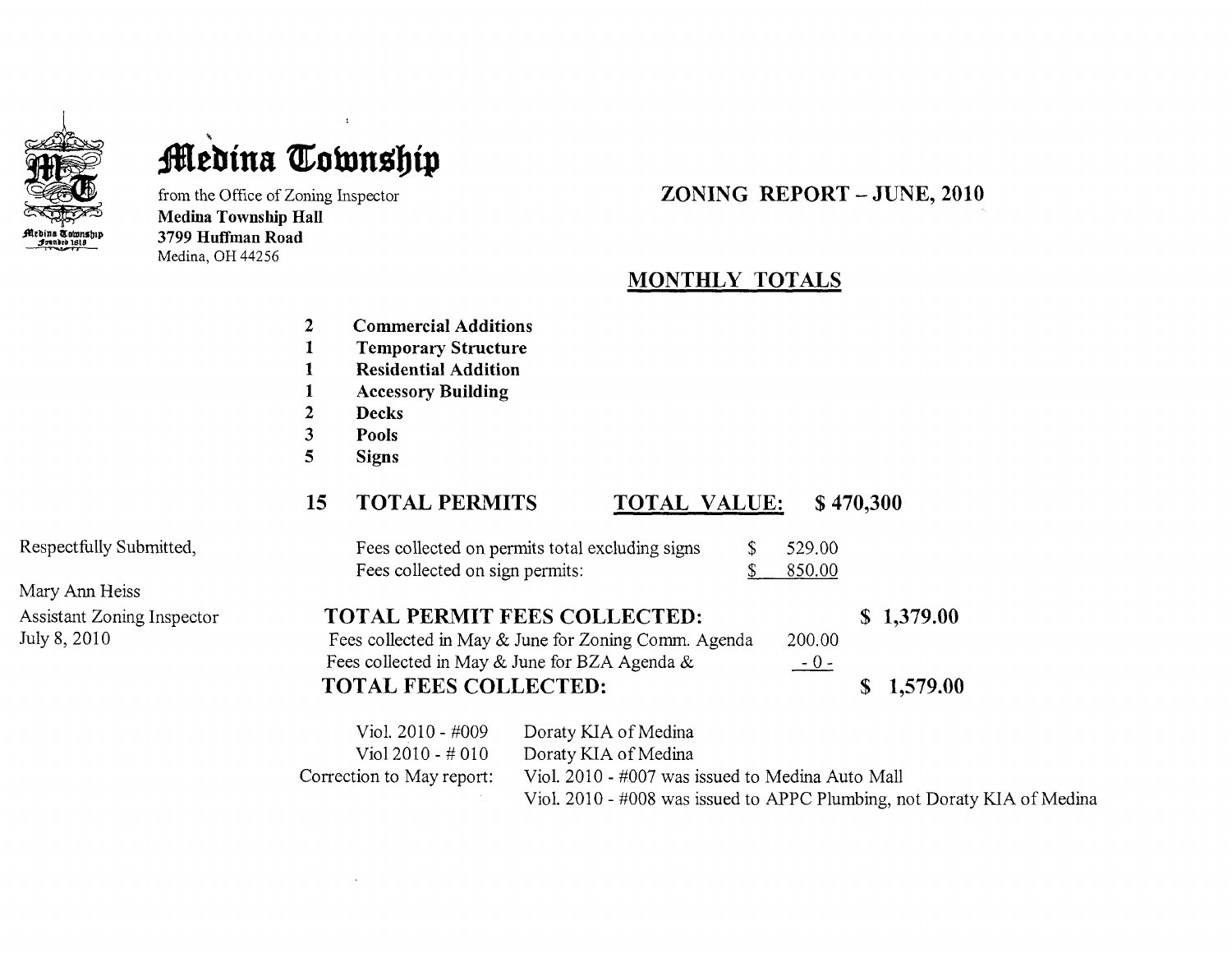# Medina Township

from the Office of Zoning Inspector
**Medina Township Hall**
**3799 Huffman Road**
Medina, OH 44256

## ZONING REPORT – JUNE, 2010

### MONTHLY TOTALS

| | |
|---|---|
| **2** | **Commercial Additions** |
| **1** | **Temporary Structure** |
| **1** | **Residential Addition** |
| **1** | **Accessory Building** |
| **2** | **Decks** |
| **3** | **Pools** |
| **5** | **Signs** |

**15 TOTAL PERMITS** **TOTAL VALUE: $ 470,300**

| | | |
|---|---|---|
| Fees collected on permits total excluding signs | $ 529.00 | |
| Fees collected on sign permits: | $ 850.00 | |
| **TOTAL PERMIT FEES COLLECTED:** | | **$ 1,379.00** |
| Fees collected in May & June for Zoning Comm. Agenda | 200.00 | |
| Fees collected in May & June for BZA Agenda & | - 0 - | |
| **TOTAL FEES COLLECTED:** | | **$ 1,579.00** |

| | |
|---|---|
| Viol. 2010 - #009 | Doraty KIA of Medina |
| Viol 2010 - # 010 | Doraty KIA of Medina |
| Correction to May report: | Viol. 2010 - #007 was issued to Medina Auto Mall |
| | Viol. 2010 - #008 was issued to APPC Plumbing, not Doraty KIA of Medina |

Respectfully Submitted,

Mary Ann Heiss
Assistant Zoning Inspector
July 8, 2010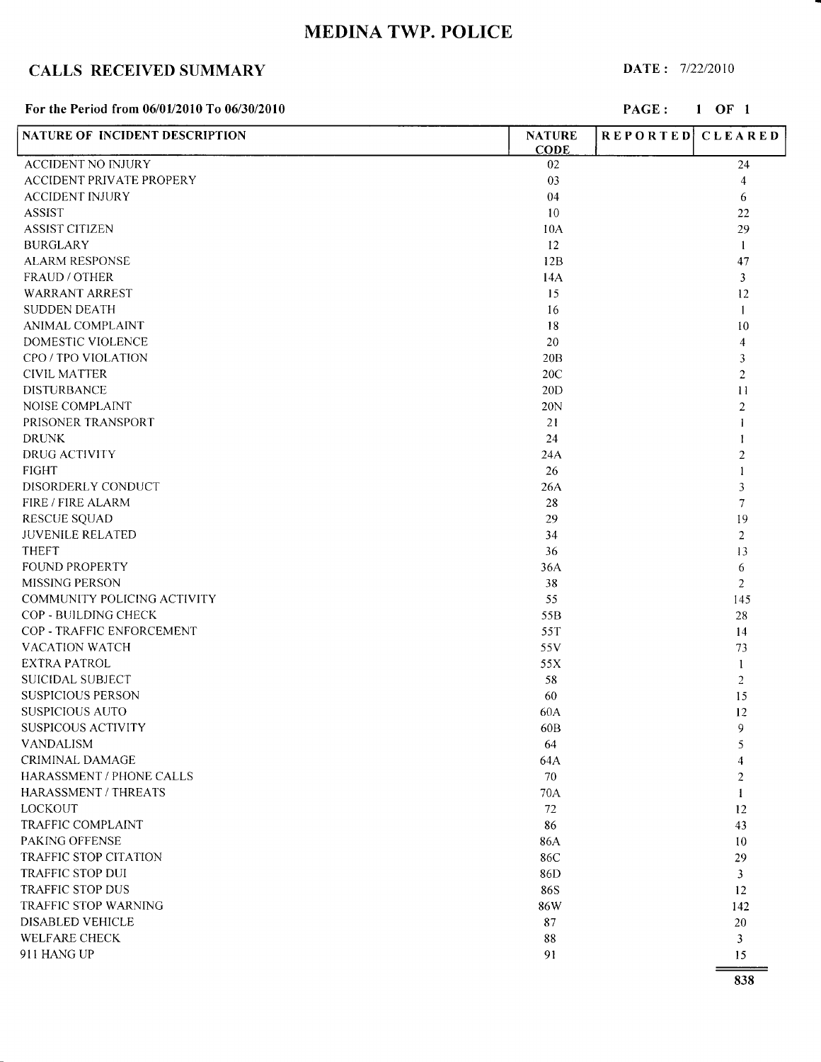# MEDINA TWP. POLICE

## CALLS RECEIVED SUMMARY

**DATE:** 7/22/2010

**For the Period from 06/01/2010 To 06/30/2010**

**PAGE:** 1 OF 1

| NATURE OF INCIDENT DESCRIPTION | NATURE CODE | REPORTED | CLEARED |
|---|---|---|---|
| ACCIDENT NO INJURY | 02 | | 24 |
| ACCIDENT PRIVATE PROPERY | 03 | | 4 |
| ACCIDENT INJURY | 04 | | 6 |
| ASSIST | 10 | | 22 |
| ASSIST CITIZEN | 10A | | 29 |
| BURGLARY | 12 | | 1 |
| ALARM RESPONSE | 12B | | 47 |
| FRAUD / OTHER | 14A | | 3 |
| WARRANT ARREST | 15 | | 12 |
| SUDDEN DEATH | 16 | | 1 |
| ANIMAL COMPLAINT | 18 | | 10 |
| DOMESTIC VIOLENCE | 20 | | 4 |
| CPO / TPO VIOLATION | 20B | | 3 |
| CIVIL MATTER | 20C | | 2 |
| DISTURBANCE | 20D | | 11 |
| NOISE COMPLAINT | 20N | | 2 |
| PRISONER TRANSPORT | 21 | | 1 |
| DRUNK | 24 | | 1 |
| DRUG ACTIVITY | 24A | | 2 |
| FIGHT | 26 | | 1 |
| DISORDERLY CONDUCT | 26A | | 3 |
| FIRE / FIRE ALARM | 28 | | 7 |
| RESCUE SQUAD | 29 | | 19 |
| JUVENILE RELATED | 34 | | 2 |
| THEFT | 36 | | 13 |
| FOUND PROPERTY | 36A | | 6 |
| MISSING PERSON | 38 | | 2 |
| COMMUNITY POLICING ACTIVITY | 55 | | 145 |
| COP - BUILDING CHECK | 55B | | 28 |
| COP - TRAFFIC ENFORCEMENT | 55T | | 14 |
| VACATION WATCH | 55V | | 73 |
| EXTRA PATROL | 55X | | 1 |
| SUICIDAL SUBJECT | 58 | | 2 |
| SUSPICIOUS PERSON | 60 | | 15 |
| SUSPICIOUS AUTO | 60A | | 12 |
| SUSPICOUS ACTIVITY | 60B | | 9 |
| VANDALISM | 64 | | 5 |
| CRIMINAL DAMAGE | 64A | | 4 |
| HARASSMENT / PHONE CALLS | 70 | | 2 |
| HARASSMENT / THREATS | 70A | | 1 |
| LOCKOUT | 72 | | 12 |
| TRAFFIC COMPLAINT | 86 | | 43 |
| PAKING OFFENSE | 86A | | 10 |
| TRAFFIC STOP CITATION | 86C | | 29 |
| TRAFFIC STOP DUI | 86D | | 3 |
| TRAFFIC STOP DUS | 86S | | 12 |
| TRAFFIC STOP WARNING | 86W | | 142 |
| DISABLED VEHICLE | 87 | | 20 |
| WELFARE CHECK | 88 | | 3 |
| 911 HANG UP | 91 | | 15 |
| | | | **838** |